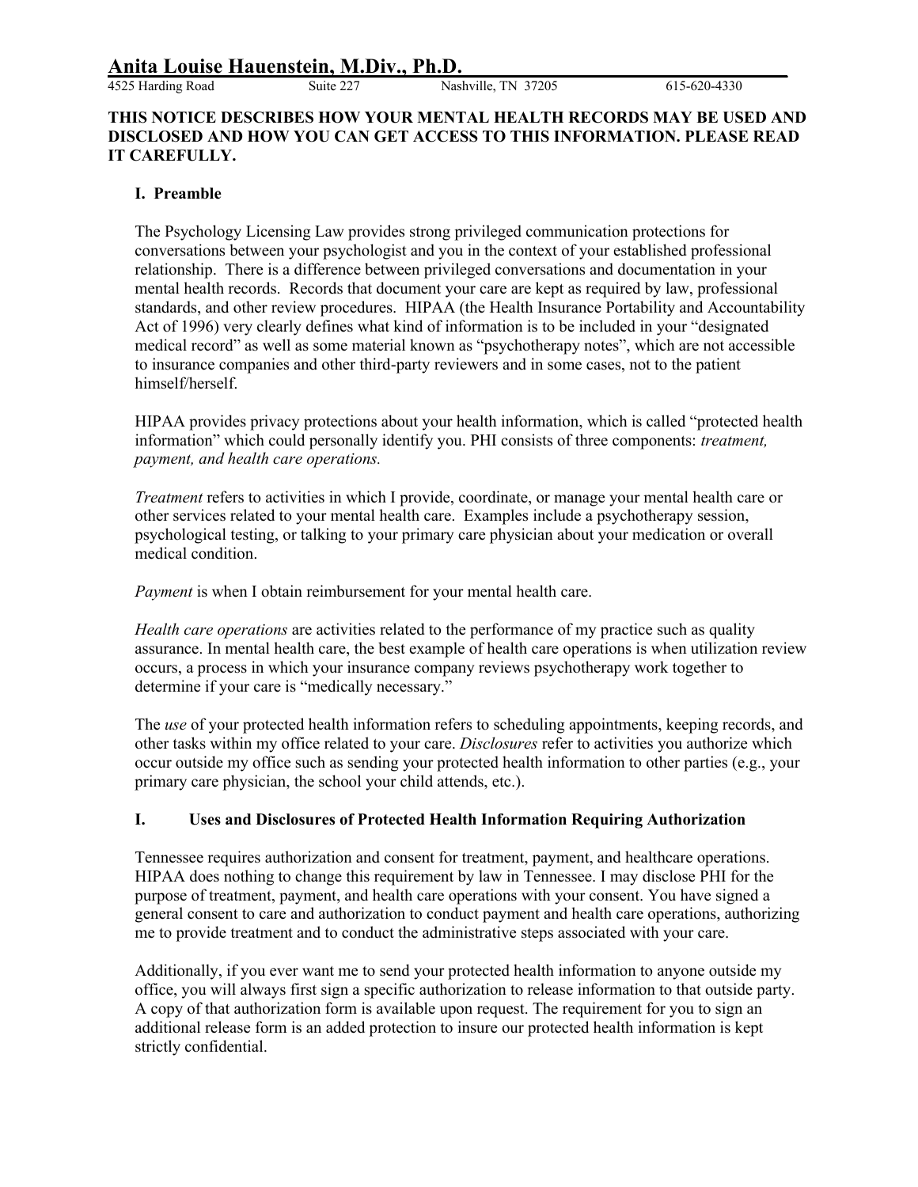# Anita Louise Hauenstein, M.Div., Ph.D.

4525 Harding Road Suite 227 Nashville, TN 37205 615-620-4330

**THIS NOTICE DESCRIBES HOW YOUR MENTAL HEALTH RECORDS MAY BE USED AND DISCLOSED AND HOW YOU CAN GET ACCESS TO THIS INFORMATION. PLEASE READ IT CAREFULLY.**

## I. Preamble

The Psychology Licensing Law provides strong privileged communication protections for conversations between your psychologist and you in the context of your established professional relationship. There is a difference between privileged conversations and documentation in your mental health records. Records that document your care are kept as required by law, professional standards, and other review procedures. HIPAA (the Health Insurance Portability and Accountability Act of 1996) very clearly defines what kind of information is to be included in your "designated medical record" as well as some material known as "psychotherapy notes", which are not accessible to insurance companies and other third-party reviewers and in some cases, not to the patient himself/herself.

HIPAA provides privacy protections about your health information, which is called "protected health information" which could personally identify you. PHI consists of three components: *treatment, payment, and health care operations.*

*Treatment* refers to activities in which I provide, coordinate, or manage your mental health care or other services related to your mental health care. Examples include a psychotherapy session, psychological testing, or talking to your primary care physician about your medication or overall medical condition.

*Payment* is when I obtain reimbursement for your mental health care.

*Health care operations* are activities related to the performance of my practice such as quality assurance. In mental health care, the best example of health care operations is when utilization review occurs, a process in which your insurance company reviews psychotherapy work together to determine if your care is "medically necessary."

The *use* of your protected health information refers to scheduling appointments, keeping records, and other tasks within my office related to your care. *Disclosures* refer to activities you authorize which occur outside my office such as sending your protected health information to other parties (e.g., your primary care physician, the school your child attends, etc.).

## I. Uses and Disclosures of Protected Health Information Requiring Authorization

Tennessee requires authorization and consent for treatment, payment, and healthcare operations. HIPAA does nothing to change this requirement by law in Tennessee. I may disclose PHI for the purpose of treatment, payment, and health care operations with your consent. You have signed a general consent to care and authorization to conduct payment and health care operations, authorizing me to provide treatment and to conduct the administrative steps associated with your care.

Additionally, if you ever want me to send your protected health information to anyone outside my office, you will always first sign a specific authorization to release information to that outside party. A copy of that authorization form is available upon request. The requirement for you to sign an additional release form is an added protection to insure our protected health information is kept strictly confidential.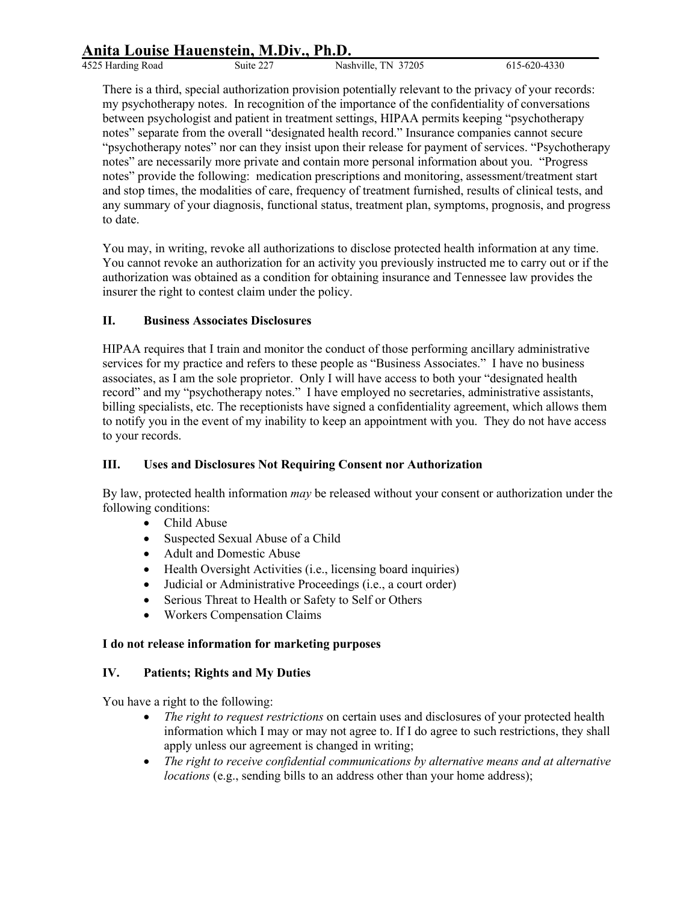There is a third, special authorization provision potentially relevant to the privacy of your records: my psychotherapy notes. In recognition of the importance of the confidentiality of conversations between psychologist and patient in treatment settings, HIPAA permits keeping "psychotherapy notes" separate from the overall "designated health record." Insurance companies cannot secure "psychotherapy notes" nor can they insist upon their release for payment of services. "Psychotherapy notes" are necessarily more private and contain more personal information about you. "Progress notes" provide the following: medication prescriptions and monitoring, assessment/treatment start and stop times, the modalities of care, frequency of treatment furnished, results of clinical tests, and any summary of your diagnosis, functional status, treatment plan, symptoms, prognosis, and progress to date.

You may, in writing, revoke all authorizations to disclose protected health information at any time. You cannot revoke an authorization for an activity you previously instructed me to carry out or if the authorization was obtained as a condition for obtaining insurance and Tennessee law provides the insurer the right to contest claim under the policy.

## II. Business Associates Disclosures

HIPAA requires that I train and monitor the conduct of those performing ancillary administrative services for my practice and refers to these people as "Business Associates." I have no business associates, as I am the sole proprietor. Only I will have access to both your "designated health record" and my "psychotherapy notes." I have employed no secretaries, administrative assistants, billing specialists, etc. The receptionists have signed a confidentiality agreement, which allows them to notify you in the event of my inability to keep an appointment with you. They do not have access to your records.

## III. Uses and Disclosures Not Requiring Consent nor Authorization

By law, protected health information *may* be released without your consent or authorization under the following conditions:

- Child Abuse
- Suspected Sexual Abuse of a Child
- Adult and Domestic Abuse
- Health Oversight Activities (i.e., licensing board inquiries)
- Judicial or Administrative Proceedings (i.e., a court order)
- Serious Threat to Health or Safety to Self or Others
- Workers Compensation Claims

**I do not release information for marketing purposes**

## IV. Patients; Rights and My Duties

You have a right to the following:

- *The right to request restrictions* on certain uses and disclosures of your protected health information which I may or may not agree to. If I do agree to such restrictions, they shall apply unless our agreement is changed in writing;
- *The right to receive confidential communications by alternative means and at alternative locations* (e.g., sending bills to an address other than your home address);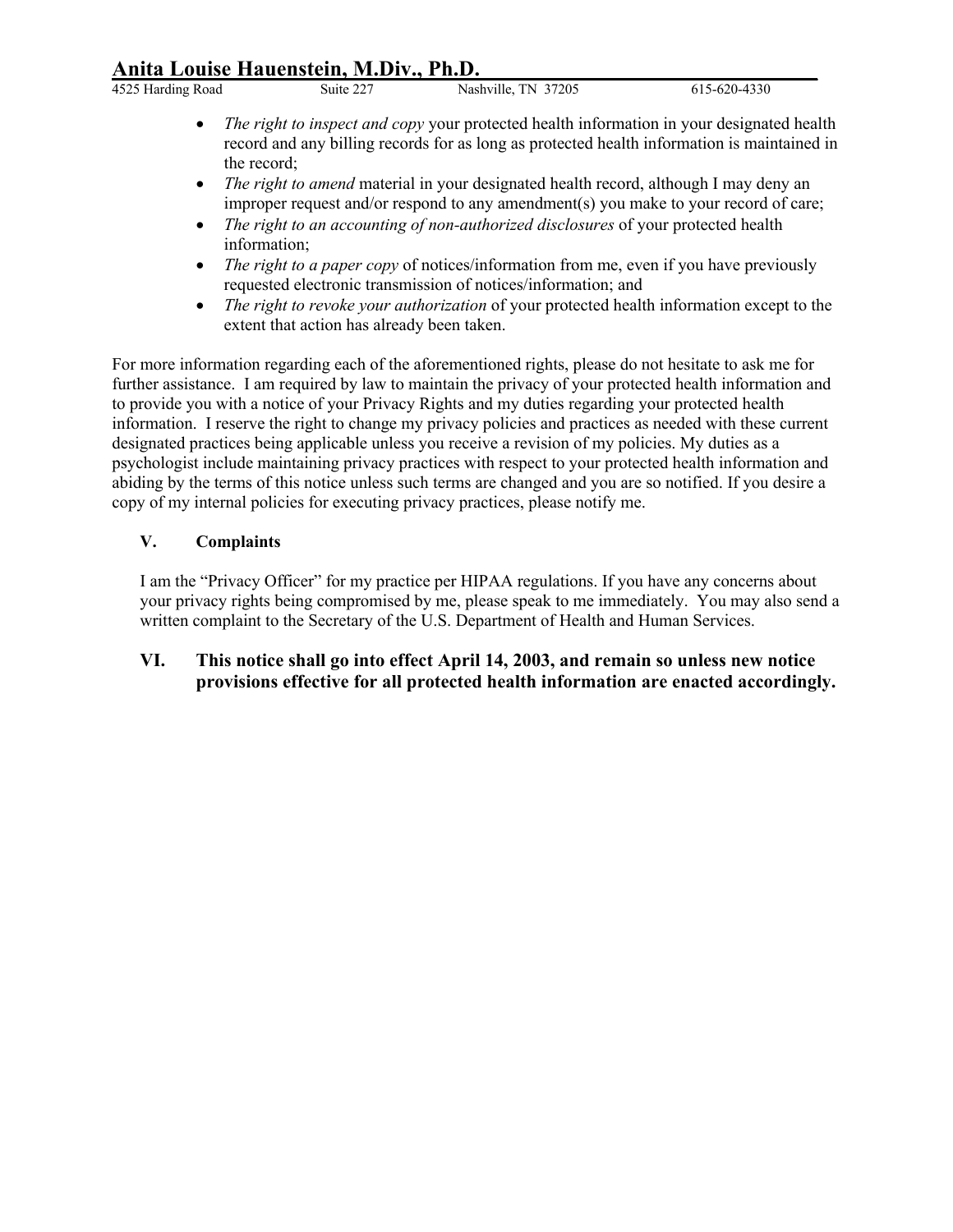- *The right to inspect and copy* your protected health information in your designated health record and any billing records for as long as protected health information is maintained in the record;
- *The right to amend* material in your designated health record, although I may deny an improper request and/or respond to any amendment(s) you make to your record of care;
- *The right to an accounting of non-authorized disclosures* of your protected health information;
- *The right to a paper copy* of notices/information from me, even if you have previously requested electronic transmission of notices/information; and
- *The right to revoke your authorization* of your protected health information except to the extent that action has already been taken.

For more information regarding each of the aforementioned rights, please do not hesitate to ask me for further assistance. I am required by law to maintain the privacy of your protected health information and to provide you with a notice of your Privacy Rights and my duties regarding your protected health information. I reserve the right to change my privacy policies and practices as needed with these current designated practices being applicable unless you receive a revision of my policies. My duties as a psychologist include maintaining privacy practices with respect to your protected health information and abiding by the terms of this notice unless such terms are changed and you are so notified. If you desire a copy of my internal policies for executing privacy practices, please notify me.

## V. Complaints

I am the "Privacy Officer" for my practice per HIPAA regulations. If you have any concerns about your privacy rights being compromised by me, please speak to me immediately. You may also send a written complaint to the Secretary of the U.S. Department of Health and Human Services.

## VI. This notice shall go into effect April 14, 2003, and remain so unless new notice provisions effective for all protected health information are enacted accordingly.